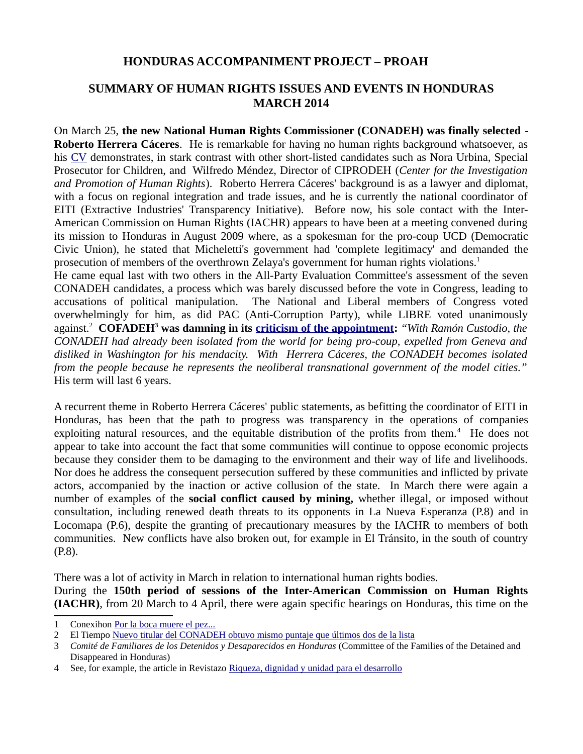# HONDURAS ACCOMPANIMENT PROJECT – PROAH

## SUMMARY OF HUMAN RIGHTS ISSUES AND EVENTS IN HONDURAS MARCH 2014

On March 25, **the new National Human Rights Commissioner (CONADEH) was finally selected** - **Roberto Herrera Cáceres**. He is remarkable for having no human rights background whatsoever, as his CV demonstrates, in stark contrast with other short-listed candidates such as Nora Urbina, Special Prosecutor for Children, and Wilfredo Méndez, Director of CIPRODEH (*Center for the Investigation and Promotion of Human Rights*). Roberto Herrera Cáceres' background is as a lawyer and diplomat, with a focus on regional integration and trade issues, and he is currently the national coordinator of EITI (Extractive Industries' Transparency Initiative). Before now, his sole contact with the Inter-American Commission on Human Rights (IACHR) appears to have been at a meeting convened during its mission to Honduras in August 2009 where, as a spokesman for the pro-coup UCD (Democratic Civic Union), he stated that Micheletti's government had 'complete legitimacy' and demanded the prosecution of members of the overthrown Zelaya's government for human rights violations.[1]

He came equal last with two others in the All-Party Evaluation Committee's assessment of the seven CONADEH candidates, a process which was barely discussed before the vote in Congress, leading to accusations of political manipulation. The National and Liberal members of Congress voted overwhelmingly for him, as did PAC (Anti-Corruption Party), while LIBRE voted unanimously against.[2] **COFADEH[3] was damning in its criticism of the appointment:** *"With Ramón Custodio, the CONADEH had already been isolated from the world for being pro-coup, expelled from Geneva and disliked in Washington for his mendacity. With Herrera Cáceres, the CONADEH becomes isolated from the people because he represents the neoliberal transnational government of the model cities."* His term will last 6 years.

A recurrent theme in Roberto Herrera Cáceres' public statements, as befitting the coordinator of EITI in Honduras, has been that the path to progress was transparency in the operations of companies exploiting natural resources, and the equitable distribution of the profits from them.[4] He does not appear to take into account the fact that some communities will continue to oppose economic projects because they consider them to be damaging to the environment and their way of life and livelihoods. Nor does he address the consequent persecution suffered by these communities and inflicted by private actors, accompanied by the inaction or active collusion of the state. In March there were again a number of examples of the **social conflict caused by mining,** whether illegal, or imposed without consultation, including renewed death threats to its opponents in La Nueva Esperanza (P.8) and in Locomapa (P.6), despite the granting of precautionary measures by the IACHR to members of both communities. New conflicts have also broken out, for example in El Tránsito, in the south of country (P.8).

There was a lot of activity in March in relation to international human rights bodies.

During the **150th period of sessions of the Inter-American Commission on Human Rights (IACHR)**, from 20 March to 4 April, there were again specific hearings on Honduras, this time on the

---

1 Conexihon Por la boca muere el pez...

2 El Tiempo Nuevo titular del CONADEH obtuvo mismo puntaje que últimos dos de la lista

3 *Comité de Familiares de los Detenidos y Desaparecidos en Honduras* (Committee of the Families of the Detained and Disappeared in Honduras)

4 See, for example, the article in Revistazo Riqueza, dignidad y unidad para el desarrollo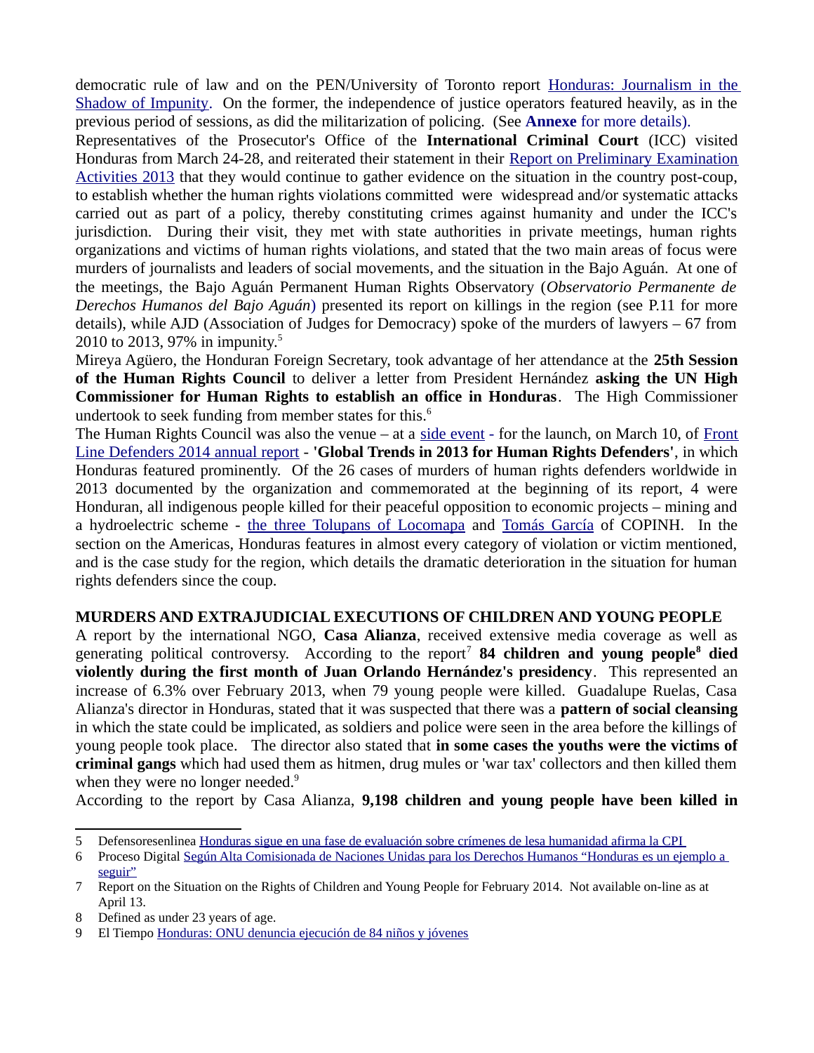democratic rule of law and on the PEN/University of Toronto report Honduras: Journalism in the Shadow of Impunity. On the former, the independence of justice operators featured heavily, as in the previous period of sessions, as did the militarization of policing. (See **Annexe** for more details).

Representatives of the Prosecutor's Office of the **International Criminal Court** (ICC) visited Honduras from March 24-28, and reiterated their statement in their Report on Preliminary Examination Activities 2013 that they would continue to gather evidence on the situation in the country post-coup, to establish whether the human rights violations committed were widespread and/or systematic attacks carried out as part of a policy, thereby constituting crimes against humanity and under the ICC's jurisdiction. During their visit, they met with state authorities in private meetings, human rights organizations and victims of human rights violations, and stated that the two main areas of focus were murders of journalists and leaders of social movements, and the situation in the Bajo Aguán. At one of the meetings, the Bajo Aguán Permanent Human Rights Observatory (*Observatorio Permanente de Derechos Humanos del Bajo Aguán*) presented its report on killings in the region (see P.11 for more details), while AJD (Association of Judges for Democracy) spoke of the murders of lawyers – 67 from 2010 to 2013, 97% in impunity.[5]

Mireya Agüero, the Honduran Foreign Secretary, took advantage of her attendance at the **25th Session of the Human Rights Council** to deliver a letter from President Hernández **asking the UN High Commissioner for Human Rights to establish an office in Honduras**. The High Commissioner undertook to seek funding from member states for this.[6]

The Human Rights Council was also the venue – at a side event - for the launch, on March 10, of Front Line Defenders 2014 annual report - **'Global Trends in 2013 for Human Rights Defenders'**, in which Honduras featured prominently. Of the 26 cases of murders of human rights defenders worldwide in 2013 documented by the organization and commemorated at the beginning of its report, 4 were Honduran, all indigenous people killed for their peaceful opposition to economic projects – mining and a hydroelectric scheme - the three Tolupans of Locomapa and Tomás García of COPINH. In the section on the Americas, Honduras features in almost every category of violation or victim mentioned, and is the case study for the region, which details the dramatic deterioration in the situation for human rights defenders since the coup.

## MURDERS AND EXTRAJUDICIAL EXECUTIONS OF CHILDREN AND YOUNG PEOPLE

A report by the international NGO, **Casa Alianza**, received extensive media coverage as well as generating political controversy. According to the report[7] **84 children and young people[8] died violently during the first month of Juan Orlando Hernández's presidency**. This represented an increase of 6.3% over February 2013, when 79 young people were killed. Guadalupe Ruelas, Casa Alianza's director in Honduras, stated that it was suspected that there was a **pattern of social cleansing** in which the state could be implicated, as soldiers and police were seen in the area before the killings of young people took place. The director also stated that **in some cases the youths were the victims of criminal gangs** which had used them as hitmen, drug mules or 'war tax' collectors and then killed them when they were no longer needed.[9]

According to the report by Casa Alianza, **9,198 children and young people have been killed in**

---

5 Defensoresenlinea Honduras sigue en una fase de evaluación sobre crímenes de lesa humanidad afirma la CPI

6 Proceso Digital Según Alta Comisionada de Naciones Unidas para los Derechos Humanos "Honduras es un ejemplo a seguir"

7 Report on the Situation on the Rights of Children and Young People for February 2014. Not available on-line as at April 13.

8 Defined as under 23 years of age.

9 El Tiempo Honduras: ONU denuncia ejecución de 84 niños y jóvenes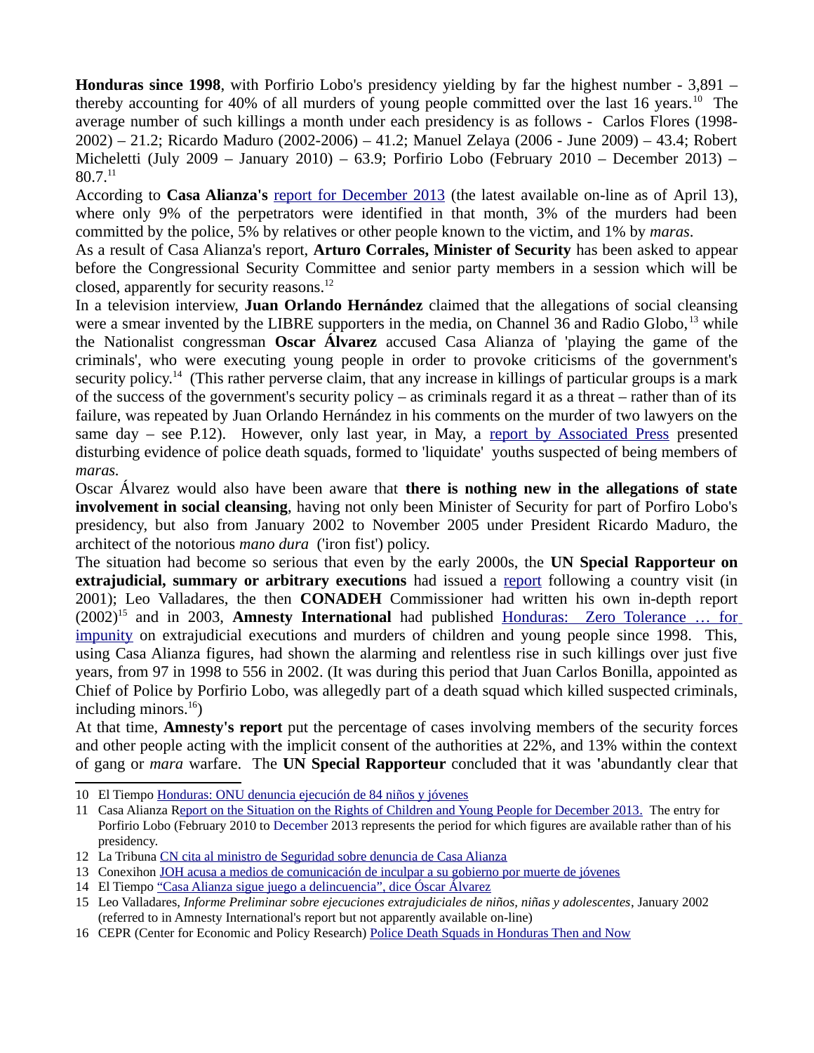**Honduras since 1998**, with Porfirio Lobo's presidency yielding by far the highest number - 3,891 – thereby accounting for 40% of all murders of young people committed over the last 16 years.[10] The average number of such killings a month under each presidency is as follows - Carlos Flores (1998-2002) – 21.2; Ricardo Maduro (2002-2006) – 41.2; Manuel Zelaya (2006 - June 2009) – 43.4; Robert Micheletti (July 2009 – January 2010) – 63.9; Porfirio Lobo (February 2010 – December 2013) – 80.7.[11]

According to **Casa Alianza's** report for December 2013 (the latest available on-line as of April 13), where only 9% of the perpetrators were identified in that month, 3% of the murders had been committed by the police, 5% by relatives or other people known to the victim, and 1% by *maras*.

As a result of Casa Alianza's report, **Arturo Corrales, Minister of Security** has been asked to appear before the Congressional Security Committee and senior party members in a session which will be closed, apparently for security reasons.[12]

In a television interview, **Juan Orlando Hernández** claimed that the allegations of social cleansing were a smear invented by the LIBRE supporters in the media, on Channel 36 and Radio Globo,[13] while the Nationalist congressman **Oscar Álvarez** accused Casa Alianza of 'playing the game of the criminals', who were executing young people in order to provoke criticisms of the government's security policy.[14] (This rather perverse claim, that any increase in killings of particular groups is a mark of the success of the government's security policy – as criminals regard it as a threat – rather than of its failure, was repeated by Juan Orlando Hernández in his comments on the murder of two lawyers on the same day – see P.12). However, only last year, in May, a report by Associated Press presented disturbing evidence of police death squads, formed to 'liquidate' youths suspected of being members of *maras*.

Oscar Álvarez would also have been aware that **there is nothing new in the allegations of state involvement in social cleansing**, having not only been Minister of Security for part of Porfiro Lobo's presidency, but also from January 2002 to November 2005 under President Ricardo Maduro, the architect of the notorious *mano dura* ('iron fist') policy.

The situation had become so serious that even by the early 2000s, the **UN Special Rapporteur on extrajudicial, summary or arbitrary executions** had issued a report following a country visit (in 2001); Leo Valladares, the then **CONADEH** Commissioner had written his own in-depth report (2002)[15] and in 2003, **Amnesty International** had published Honduras: Zero Tolerance … for impunity on extrajudicial executions and murders of children and young people since 1998. This, using Casa Alianza figures, had shown the alarming and relentless rise in such killings over just five years, from 97 in 1998 to 556 in 2002. (It was during this period that Juan Carlos Bonilla, appointed as Chief of Police by Porfirio Lobo, was allegedly part of a death squad which killed suspected criminals, including minors.[16])

At that time, **Amnesty's report** put the percentage of cases involving members of the security forces and other people acting with the implicit consent of the authorities at 22%, and 13% within the context of gang or *mara* warfare. The **UN Special Rapporteur** concluded that it was **'**abundantly clear that

---

10 El Tiempo Honduras: ONU denuncia ejecución de 84 niños y jóvenes

11 Casa Alianza Report on the Situation on the Rights of Children and Young People for December 2013. The entry for Porfirio Lobo (February 2010 to December 2013 represents the period for which figures are available rather than of his presidency.

12 La Tribuna CN cita al ministro de Seguridad sobre denuncia de Casa Alianza

13 Conexihon JOH acusa a medios de comunicación de inculpar a su gobierno por muerte de jóvenes

14 El Tiempo "Casa Alianza sigue juego a delincuencia", dice Óscar Álvarez

15 Leo Valladares, *Informe Preliminar sobre ejecuciones extrajudiciales de niños, niñas y adolescentes*, January 2002 (referred to in Amnesty International's report but not apparently available on-line)

16 CEPR (Center for Economic and Policy Research) Police Death Squads in Honduras Then and Now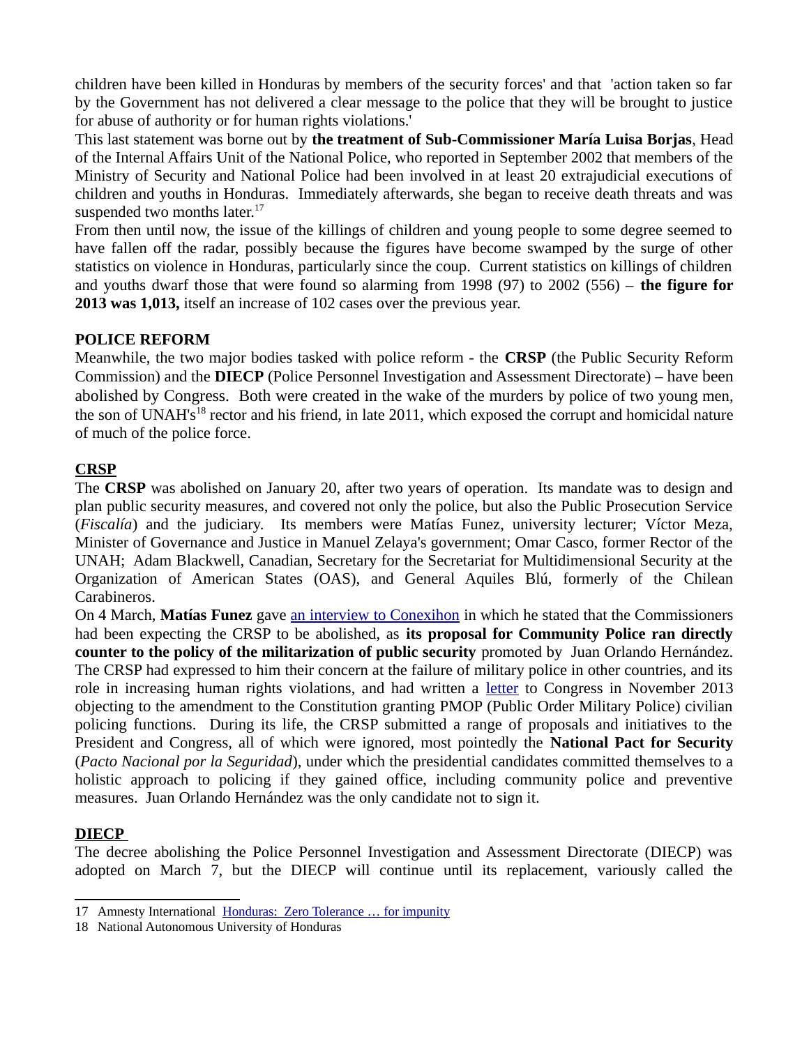children have been killed in Honduras by members of the security forces' and that 'action taken so far by the Government has not delivered a clear message to the police that they will be brought to justice for abuse of authority or for human rights violations.'

This last statement was borne out by **the treatment of Sub-Commissioner María Luisa Borjas**, Head of the Internal Affairs Unit of the National Police, who reported in September 2002 that members of the Ministry of Security and National Police had been involved in at least 20 extrajudicial executions of children and youths in Honduras. Immediately afterwards, she began to receive death threats and was suspended two months later.[17]

From then until now, the issue of the killings of children and young people to some degree seemed to have fallen off the radar, possibly because the figures have become swamped by the surge of other statistics on violence in Honduras, particularly since the coup. Current statistics on killings of children and youths dwarf those that were found so alarming from 1998 (97) to 2002 (556) – **the figure for 2013 was 1,013,** itself an increase of 102 cases over the previous year.

## POLICE REFORM

Meanwhile, the two major bodies tasked with police reform - the **CRSP** (the Public Security Reform Commission) and the **DIECP** (Police Personnel Investigation and Assessment Directorate) – have been abolished by Congress. Both were created in the wake of the murders by police of two young men, the son of UNAH's[18] rector and his friend, in late 2011, which exposed the corrupt and homicidal nature of much of the police force.

### CRSP

The **CRSP** was abolished on January 20, after two years of operation. Its mandate was to design and plan public security measures, and covered not only the police, but also the Public Prosecution Service (*Fiscalía*) and the judiciary. Its members were Matías Funez, university lecturer; Víctor Meza, Minister of Governance and Justice in Manuel Zelaya's government; Omar Casco, former Rector of the UNAH; Adam Blackwell, Canadian, Secretary for the Secretariat for Multidimensional Security at the Organization of American States (OAS), and General Aquiles Blú, formerly of the Chilean Carabineros.

On 4 March, **Matías Funez** gave an interview to Conexihon in which he stated that the Commissioners had been expecting the CRSP to be abolished, as **its proposal for Community Police ran directly counter to the policy of the militarization of public security** promoted by Juan Orlando Hernández. The CRSP had expressed to him their concern at the failure of military police in other countries, and its role in increasing human rights violations, and had written a letter to Congress in November 2013 objecting to the amendment to the Constitution granting PMOP (Public Order Military Police) civilian policing functions. During its life, the CRSP submitted a range of proposals and initiatives to the President and Congress, all of which were ignored, most pointedly the **National Pact for Security** (*Pacto Nacional por la Seguridad*), under which the presidential candidates committed themselves to a holistic approach to policing if they gained office, including community police and preventive measures. Juan Orlando Hernández was the only candidate not to sign it.

### DIECP

The decree abolishing the Police Personnel Investigation and Assessment Directorate (DIECP) was adopted on March 7, but the DIECP will continue until its replacement, variously called the

---

17 Amnesty International Honduras: Zero Tolerance … for impunity

18 National Autonomous University of Honduras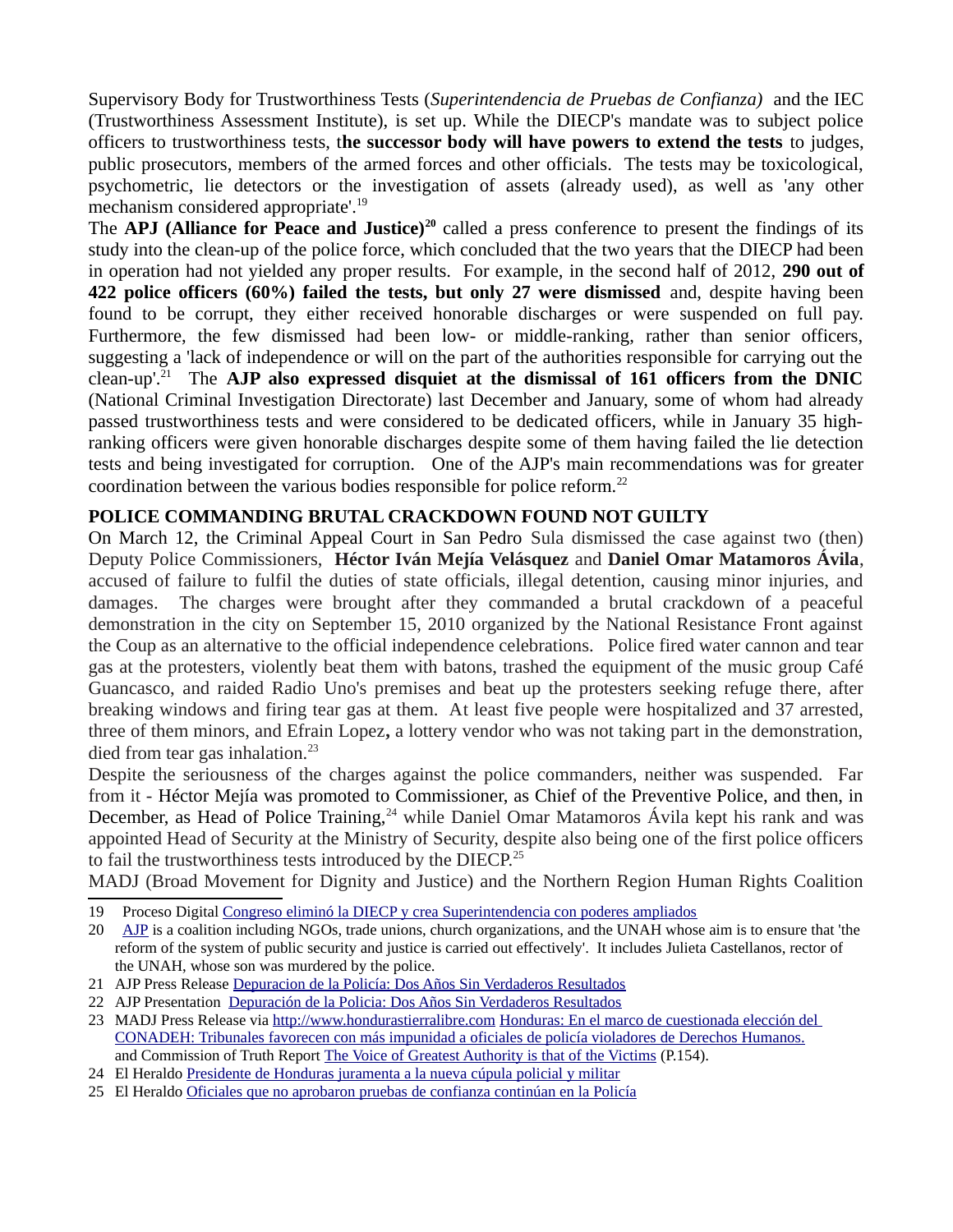Supervisory Body for Trustworthiness Tests (*Superintendencia de Pruebas de Confianza)* and the IEC (Trustworthiness Assessment Institute), is set up. While the DIECP's mandate was to subject police officers to trustworthiness tests, t**he successor body will have powers to extend the tests** to judges, public prosecutors, members of the armed forces and other officials. The tests may be toxicological, psychometric, lie detectors or the investigation of assets (already used), as well as 'any other mechanism considered appropriate'.[19]

The **APJ (Alliance for Peace and Justice)[20]** called a press conference to present the findings of its study into the clean-up of the police force, which concluded that the two years that the DIECP had been in operation had not yielded any proper results. For example, in the second half of 2012, **290 out of 422 police officers (60%) failed the tests, but only 27 were dismissed** and, despite having been found to be corrupt, they either received honorable discharges or were suspended on full pay. Furthermore, the few dismissed had been low- or middle-ranking, rather than senior officers, suggesting a 'lack of independence or will on the part of the authorities responsible for carrying out the clean-up'.[21] The **AJP also expressed disquiet at the dismissal of 161 officers from the DNIC** (National Criminal Investigation Directorate) last December and January, some of whom had already passed trustworthiness tests and were considered to be dedicated officers, while in January 35 high-ranking officers were given honorable discharges despite some of them having failed the lie detection tests and being investigated for corruption. One of the AJP's main recommendations was for greater coordination between the various bodies responsible for police reform.[22]

**POLICE COMMANDING BRUTAL CRACKDOWN FOUND NOT GUILTY**

On March 12, the Criminal Appeal Court in San Pedro Sula dismissed the case against two (then) Deputy Police Commissioners, **Héctor Iván Mejía Velásquez** and **Daniel Omar Matamoros Ávila**, accused of failure to fulfil the duties of state officials, illegal detention, causing minor injuries, and damages. The charges were brought after they commanded a brutal crackdown of a peaceful demonstration in the city on September 15, 2010 organized by the National Resistance Front against the Coup as an alternative to the official independence celebrations. Police fired water cannon and tear gas at the protesters, violently beat them with batons, trashed the equipment of the music group Café Guancasco, and raided Radio Uno's premises and beat up the protesters seeking refuge there, after breaking windows and firing tear gas at them. At least five people were hospitalized and 37 arrested, three of them minors, and Efrain Lopez**,** a lottery vendor who was not taking part in the demonstration, died from tear gas inhalation.[23]

Despite the seriousness of the charges against the police commanders, neither was suspended. Far from it - Héctor Mejía was promoted to Commissioner, as Chief of the Preventive Police, and then, in December, as Head of Police Training,[24] while Daniel Omar Matamoros Ávila kept his rank and was appointed Head of Security at the Ministry of Security, despite also being one of the first police officers to fail the trustworthiness tests introduced by the DIECP.[25]

MADJ (Broad Movement for Dignity and Justice) and the Northern Region Human Rights Coalition

---

19 Proceso Digital Congreso eliminó la DIECP y crea Superintendencia con poderes ampliados

20 AJP is a coalition including NGOs, trade unions, church organizations, and the UNAH whose aim is to ensure that 'the reform of the system of public security and justice is carried out effectively'. It includes Julieta Castellanos, rector of the UNAH, whose son was murdered by the police.

21 AJP Press Release Depuracion de la Policía: Dos Años Sin Verdaderos Resultados

22 AJP Presentation Depuración de la Policia: Dos Años Sin Verdaderos Resultados

23 MADJ Press Release via http://www.hondurastierralibre.com Honduras: En el marco de cuestionada elección del CONADEH: Tribunales favorecen con más impunidad a oficiales de policía violadores de Derechos Humanos. and Commission of Truth Report The Voice of Greatest Authority is that of the Victims (P.154).

24 El Heraldo Presidente de Honduras juramenta a la nueva cúpula policial y militar

25 El Heraldo Oficiales que no aprobaron pruebas de confianza continúan en la Policía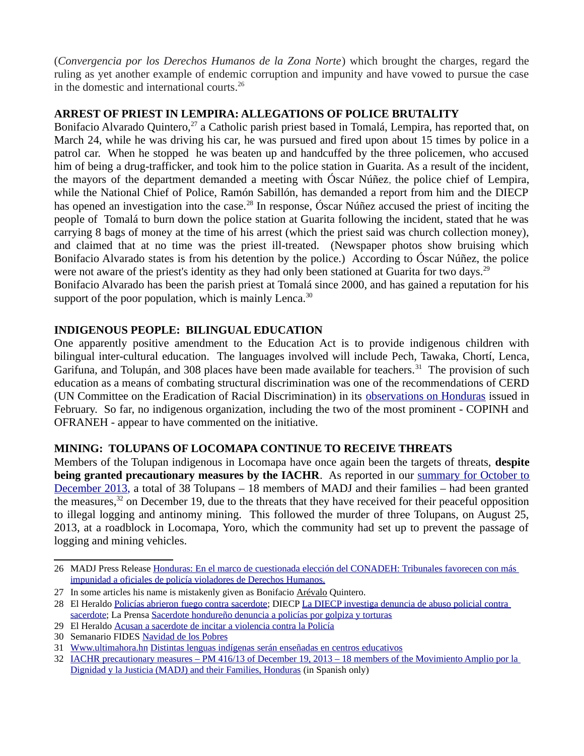(*Convergencia por los Derechos Humanos de la Zona Norte*) which brought the charges, regard the ruling as yet another example of endemic corruption and impunity and have vowed to pursue the case in the domestic and international courts.[26]

## ARREST OF PRIEST IN LEMPIRA: ALLEGATIONS OF POLICE BRUTALITY

Bonifacio Alvarado Quintero,[27] a Catholic parish priest based in Tomalá, Lempira, has reported that, on March 24, while he was driving his car, he was pursued and fired upon about 15 times by police in a patrol car. When he stopped he was beaten up and handcuffed by the three policemen, who accused him of being a drug-trafficker, and took him to the police station in Guarita. As a result of the incident, the mayors of the department demanded a meeting with Óscar Núñez, the police chief of Lempira, while the National Chief of Police, Ramón Sabillón, has demanded a report from him and the DIECP has opened an investigation into the case.[28] In response, Óscar Núñez accused the priest of inciting the people of Tomalá to burn down the police station at Guarita following the incident, stated that he was carrying 8 bags of money at the time of his arrest (which the priest said was church collection money), and claimed that at no time was the priest ill-treated. (Newspaper photos show bruising which Bonifacio Alvarado states is from his detention by the police.) According to Óscar Núñez, the police were not aware of the priest's identity as they had only been stationed at Guarita for two days.[29]

Bonifacio Alvarado has been the parish priest at Tomalá since 2000, and has gained a reputation for his support of the poor population, which is mainly Lenca.[30]

## INDIGENOUS PEOPLE: BILINGUAL EDUCATION

One apparently positive amendment to the Education Act is to provide indigenous children with bilingual inter-cultural education. The languages involved will include Pech, Tawaka, Chortí, Lenca, Garifuna, and Tolupán, and 308 places have been made available for teachers.[31] The provision of such education as a means of combating structural discrimination was one of the recommendations of CERD (UN Committee on the Eradication of Racial Discrimination) in its observations on Honduras issued in February. So far, no indigenous organization, including the two of the most prominent - COPINH and OFRANEH - appear to have commented on the initiative.

## MINING: TOLUPANS OF LOCOMAPA CONTINUE TO RECEIVE THREATS

Members of the Tolupan indigenous in Locomapa have once again been the targets of threats, **despite being granted precautionary measures by the IACHR**. As reported in our summary for October to December 2013, a total of 38 Tolupans – 18 members of MADJ and their families – had been granted the measures,[32] on December 19, due to the threats that they have received for their peaceful opposition to illegal logging and antinomy mining. This followed the murder of three Tolupans, on August 25, 2013, at a roadblock in Locomapa, Yoro, which the community had set up to prevent the passage of logging and mining vehicles.

---

26 MADJ Press Release Honduras: En el marco de cuestionada elección del CONADEH: Tribunales favorecen con más impunidad a oficiales de policía violadores de Derechos Humanos.

27 In some articles his name is mistakenly given as Bonifacio Arévalo Quintero.

28 El Heraldo Policías abrieron fuego contra sacerdote; DIECP La DIECP investiga denuncia de abuso policial contra sacerdote; La Prensa Sacerdote hondureño denuncia a policías por golpiza y torturas

29 El Heraldo Acusan a sacerdote de incitar a violencia contra la Policía

30 Semanario FIDES Navidad de los Pobres

31 Www.ultimahora.hn Distintas lenguas indígenas serán enseñadas en centros educativos

32 IACHR precautionary measures – PM 416/13 of December 19, 2013 – 18 members of the Movimiento Amplio por la Dignidad y la Justicia (MADJ) and their Families, Honduras (in Spanish only)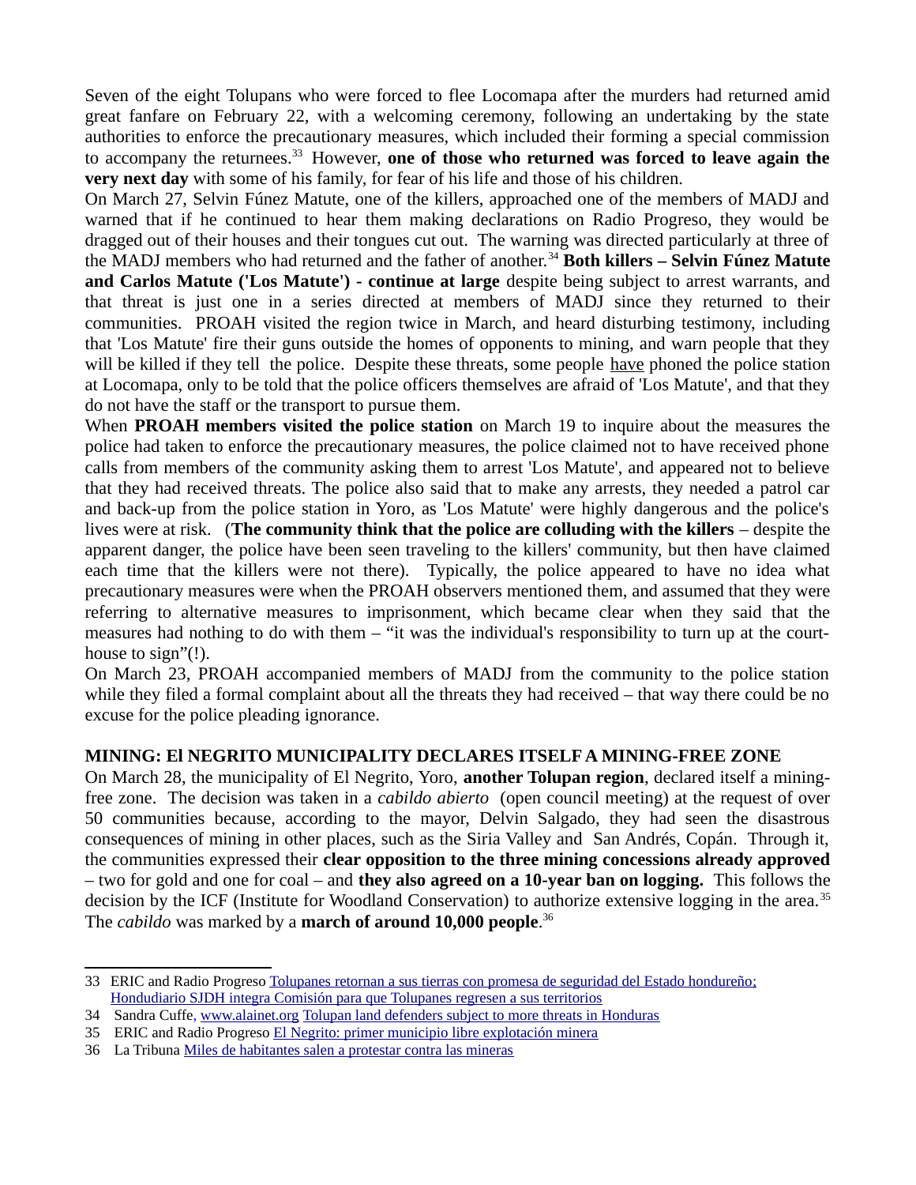Seven of the eight Tolupans who were forced to flee Locomapa after the murders had returned amid great fanfare on February 22, with a welcoming ceremony, following an undertaking by the state authorities to enforce the precautionary measures, which included their forming a special commission to accompany the returnees.[33] However, **one of those who returned was forced to leave again the very next day** with some of his family, for fear of his life and those of his children.

On March 27, Selvin Fúnez Matute, one of the killers, approached one of the members of MADJ and warned that if he continued to hear them making declarations on Radio Progreso, they would be dragged out of their houses and their tongues cut out. The warning was directed particularly at three of the MADJ members who had returned and the father of another.[34] **Both killers – Selvin Fúnez Matute and Carlos Matute ('Los Matute') - continue at large** despite being subject to arrest warrants, and that threat is just one in a series directed at members of MADJ since they returned to their communities. PROAH visited the region twice in March, and heard disturbing testimony, including that 'Los Matute' fire their guns outside the homes of opponents to mining, and warn people that they will be killed if they tell the police. Despite these threats, some people <u>have</u> phoned the police station at Locomapa, only to be told that the police officers themselves are afraid of 'Los Matute', and that they do not have the staff or the transport to pursue them.

When **PROAH members visited the police station** on March 19 to inquire about the measures the police had taken to enforce the precautionary measures, the police claimed not to have received phone calls from members of the community asking them to arrest 'Los Matute', and appeared not to believe that they had received threats. The police also said that to make any arrests, they needed a patrol car and back-up from the police station in Yoro, as 'Los Matute' were highly dangerous and the police's lives were at risk. (**The community think that the police are colluding with the killers** – despite the apparent danger, the police have been seen traveling to the killers' community, but then have claimed each time that the killers were not there). Typically, the police appeared to have no idea what precautionary measures were when the PROAH observers mentioned them, and assumed that they were referring to alternative measures to imprisonment, which became clear when they said that the measures had nothing to do with them – "it was the individual's responsibility to turn up at the court-house to sign"(!).

On March 23, PROAH accompanied members of MADJ from the community to the police station while they filed a formal complaint about all the threats they had received – that way there could be no excuse for the police pleading ignorance.

**MINING: El NEGRITO MUNICIPALITY DECLARES ITSELF A MINING-FREE ZONE**

On March 28, the municipality of El Negrito, Yoro, **another Tolupan region**, declared itself a mining-free zone. The decision was taken in a *cabildo abierto* (open council meeting) at the request of over 50 communities because, according to the mayor, Delvin Salgado, they had seen the disastrous consequences of mining in other places, such as the Siria Valley and San Andrés, Copán. Through it, the communities expressed their **clear opposition to the three mining concessions already approved** – two for gold and one for coal – and **they also agreed on a 10-year ban on logging.** This follows the decision by the ICF (Institute for Woodland Conservation) to authorize extensive logging in the area.[35] The *cabildo* was marked by a **march of around 10,000 people**.[36]

---

33 ERIC and Radio Progreso Tolupanes retornan a sus tierras con promesa de seguridad del Estado hondureño; Hondudiario SJDH integra Comisión para que Tolupanes regresen a sus territorios

34 Sandra Cuffe, www.alainet.org Tolupan land defenders subject to more threats in Honduras

35 ERIC and Radio Progreso El Negrito: primer municipio libre explotación minera

36 La Tribuna Miles de habitantes salen a protestar contra las mineras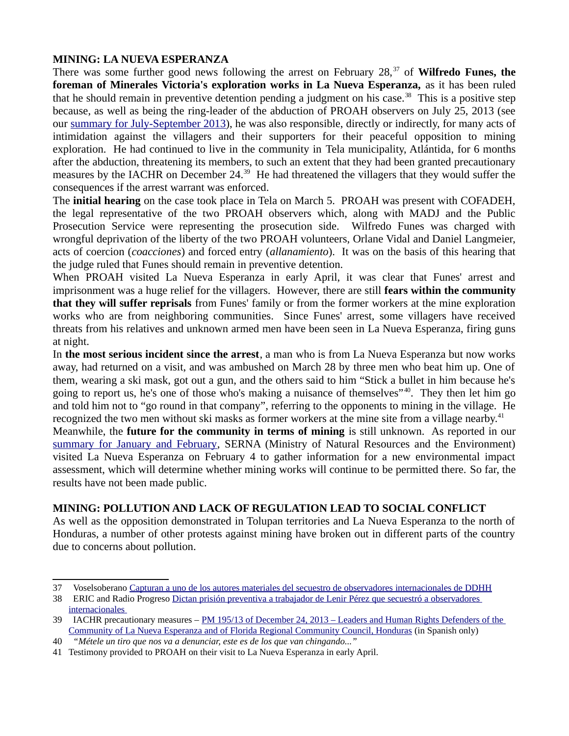**MINING: LA NUEVA ESPERANZA**

There was some further good news following the arrest on February 28,[37] of **Wilfredo Funes, the foreman of Minerales Victoria's exploration works in La Nueva Esperanza,** as it has been ruled that he should remain in preventive detention pending a judgment on his case.[38] This is a positive step because, as well as being the ring-leader of the abduction of PROAH observers on July 25, 2013 (see our [summary for July-September 2013]()), he was also responsible, directly or indirectly, for many acts of intimidation against the villagers and their supporters for their peaceful opposition to mining exploration. He had continued to live in the community in Tela municipality, Atlántida, for 6 months after the abduction, threatening its members, to such an extent that they had been granted precautionary measures by the IACHR on December 24.[39] He had threatened the villagers that they would suffer the consequences if the arrest warrant was enforced.

The **initial hearing** on the case took place in Tela on March 5. PROAH was present with COFADEH, the legal representative of the two PROAH observers which, along with MADJ and the Public Prosecution Service were representing the prosecution side. Wilfredo Funes was charged with wrongful deprivation of the liberty of the two PROAH volunteers, Orlane Vidal and Daniel Langmeier, acts of coercion (*coacciones*) and forced entry (*allanamiento*). It was on the basis of this hearing that the judge ruled that Funes should remain in preventive detention.

When PROAH visited La Nueva Esperanza in early April, it was clear that Funes' arrest and imprisonment was a huge relief for the villagers. However, there are still **fears within the community that they will suffer reprisals** from Funes' family or from the former workers at the mine exploration works who are from neighboring communities. Since Funes' arrest, some villagers have received threats from his relatives and unknown armed men have been seen in La Nueva Esperanza, firing guns at night.

In **the most serious incident since the arrest**, a man who is from La Nueva Esperanza but now works away, had returned on a visit, and was ambushed on March 28 by three men who beat him up. One of them, wearing a ski mask, got out a gun, and the others said to him "Stick a bullet in him because he's going to report us, he's one of those who's making a nuisance of themselves"[40]. They then let him go and told him not to "go round in that company", referring to the opponents to mining in the village. He recognized the two men without ski masks as former workers at the mine site from a village nearby.[41]

Meanwhile, the **future for the community in terms of mining** is still unknown. As reported in our [summary for January and February](), SERNA (Ministry of Natural Resources and the Environment) visited La Nueva Esperanza on February 4 to gather information for a new environmental impact assessment, which will determine whether mining works will continue to be permitted there. So far, the results have not been made public.

**MINING: POLLUTION AND LACK OF REGULATION LEAD TO SOCIAL CONFLICT**

As well as the opposition demonstrated in Tolupan territories and La Nueva Esperanza to the north of Honduras, a number of other protests against mining have broken out in different parts of the country due to concerns about pollution.

---

37 Voselsoberano [Capturan a uno de los autores materiales del secuestro de observadores internacionales de DDHH]()

38 ERIC and Radio Progreso [Dictan prisión preventiva a trabajador de Lenir Pérez que secuestró a observadores internacionales]()

39 IACHR precautionary measures – [PM 195/13 of December 24, 2013 – Leaders and Human Rights Defenders of the Community of La Nueva Esperanza and of Florida Regional Community Council, Honduras]() (in Spanish only)

40 *"Métele un tiro que nos va a denunciar, este es de los que van chingando..."*

41 Testimony provided to PROAH on their visit to La Nueva Esperanza in early April.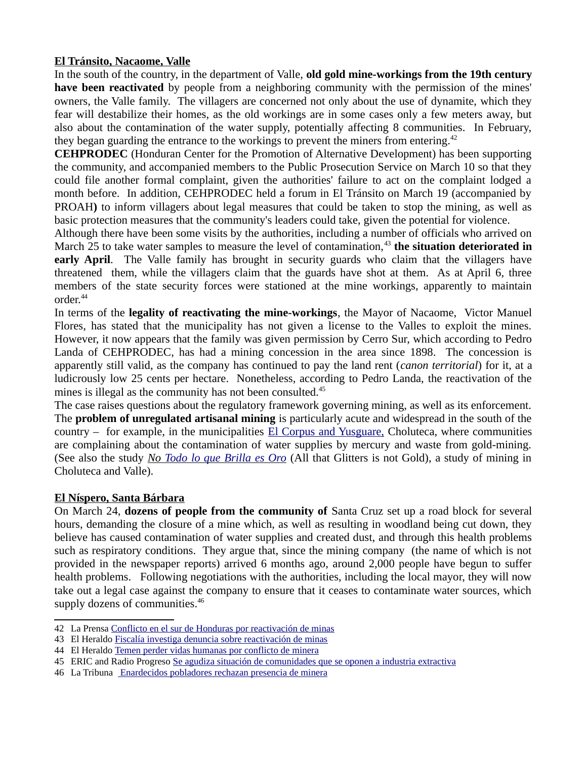**El Tránsito, Nacaome, Valle**

In the south of the country, in the department of Valle, **old gold mine-workings from the 19th century have been reactivated** by people from a neighboring community with the permission of the mines' owners, the Valle family. The villagers are concerned not only about the use of dynamite, which they fear will destabilize their homes, as the old workings are in some cases only a few meters away, but also about the contamination of the water supply, potentially affecting 8 communities. In February, they began guarding the entrance to the workings to prevent the miners from entering.[42]

**CEHPRODEC** (Honduran Center for the Promotion of Alternative Development) has been supporting the community, and accompanied members to the Public Prosecution Service on March 10 so that they could file another formal complaint, given the authorities' failure to act on the complaint lodged a month before. In addition, CEHPRODEC held a forum in El Tránsito on March 19 (accompanied by PROAH**)** to inform villagers about legal measures that could be taken to stop the mining, as well as basic protection measures that the community's leaders could take, given the potential for violence.

Although there have been some visits by the authorities, including a number of officials who arrived on March 25 to take water samples to measure the level of contamination,[43] **the situation deteriorated in early April**. The Valle family has brought in security guards who claim that the villagers have threatened them, while the villagers claim that the guards have shot at them. As at April 6, three members of the state security forces were stationed at the mine workings, apparently to maintain order.[44]

In terms of the **legality of reactivating the mine-workings**, the Mayor of Nacaome, Victor Manuel Flores, has stated that the municipality has not given a license to the Valles to exploit the mines. However, it now appears that the family was given permission by Cerro Sur, which according to Pedro Landa of CEHPRODEC, has had a mining concession in the area since 1898. The concession is apparently still valid, as the company has continued to pay the land rent (*canon territorial*) for it, at a ludicrously low 25 cents per hectare. Nonetheless, according to Pedro Landa, the reactivation of the mines is illegal as the community has not been consulted.[45]

The case raises questions about the regulatory framework governing mining, as well as its enforcement. The **problem of unregulated artisanal mining** is particularly acute and widespread in the south of the country – for example, in the municipalities El Corpus and Yusguare, Choluteca, where communities are complaining about the contamination of water supplies by mercury and waste from gold-mining. (See also the study *No Todo lo que Brilla es Oro* (All that Glitters is not Gold), a study of mining in Choluteca and Valle).

**El Níspero, Santa Bárbara**

On March 24, **dozens of people from the community of** Santa Cruz set up a road block for several hours, demanding the closure of a mine which, as well as resulting in woodland being cut down, they believe has caused contamination of water supplies and created dust, and through this health problems such as respiratory conditions. They argue that, since the mining company (the name of which is not provided in the newspaper reports) arrived 6 months ago, around 2,000 people have begun to suffer health problems. Following negotiations with the authorities, including the local mayor, they will now take out a legal case against the company to ensure that it ceases to contaminate water sources, which supply dozens of communities.[46]

---

42 La Prensa Conflicto en el sur de Honduras por reactivación de minas

43 El Heraldo Fiscalía investiga denuncia sobre reactivación de minas

44 El Heraldo Temen perder vidas humanas por conflicto de minera

45 ERIC and Radio Progreso Se agudiza situación de comunidades que se oponen a industria extractiva

46 La Tribuna Enardecidos pobladores rechazan presencia de minera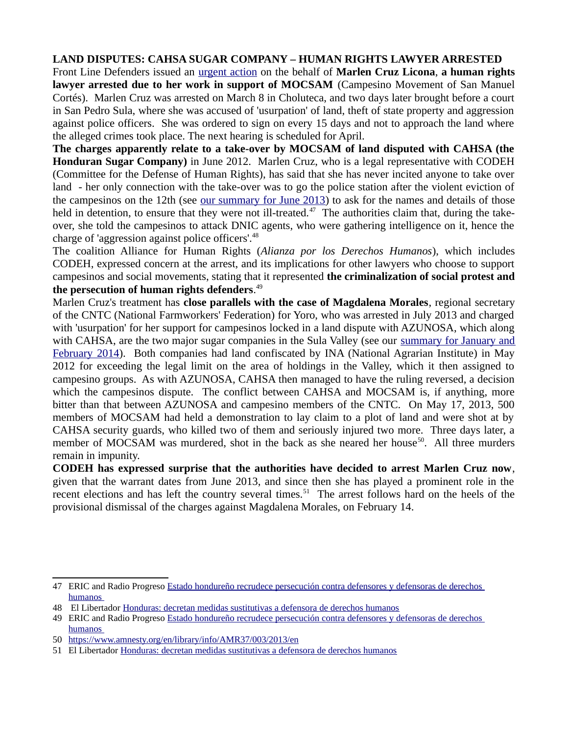**LAND DISPUTES: CAHSA SUGAR COMPANY – HUMAN RIGHTS LAWYER ARRESTED**

Front Line Defenders issued an urgent action on the behalf of **Marlen Cruz Licona**, **a human rights lawyer arrested due to her work in support of MOCSAM** (Campesino Movement of San Manuel Cortés). Marlen Cruz was arrested on March 8 in Choluteca, and two days later brought before a court in San Pedro Sula, where she was accused of 'usurpation' of land, theft of state property and aggression against police officers. She was ordered to sign on every 15 days and not to approach the land where the alleged crimes took place. The next hearing is scheduled for April.

**The charges apparently relate to a take-over by MOCSAM of land disputed with CAHSA (the Honduran Sugar Company)** in June 2012. Marlen Cruz, who is a legal representative with CODEH (Committee for the Defense of Human Rights), has said that she has never incited anyone to take over land - her only connection with the take-over was to go the police station after the violent eviction of the campesinos on the 12th (see our summary for June 2013) to ask for the names and details of those held in detention, to ensure that they were not ill-treated.[47] The authorities claim that, during the take-over, she told the campesinos to attack DNIC agents, who were gathering intelligence on it, hence the charge of 'aggression against police officers'.[48]

The coalition Alliance for Human Rights (*Alianza por los Derechos Humanos*), which includes CODEH, expressed concern at the arrest, and its implications for other lawyers who choose to support campesinos and social movements, stating that it represented **the criminalization of social protest and the persecution of human rights defenders**.[49]

Marlen Cruz's treatment has **close parallels with the case of Magdalena Morales**, regional secretary of the CNTC (National Farmworkers' Federation) for Yoro, who was arrested in July 2013 and charged with 'usurpation' for her support for campesinos locked in a land dispute with AZUNOSA, which along with CAHSA, are the two major sugar companies in the Sula Valley (see our summary for January and February 2014). Both companies had land confiscated by INA (National Agrarian Institute) in May 2012 for exceeding the legal limit on the area of holdings in the Valley, which it then assigned to campesino groups. As with AZUNOSA, CAHSA then managed to have the ruling reversed, a decision which the campesinos dispute. The conflict between CAHSA and MOCSAM is, if anything, more bitter than that between AZUNOSA and campesino members of the CNTC. On May 17, 2013, 500 members of MOCSAM had held a demonstration to lay claim to a plot of land and were shot at by CAHSA security guards, who killed two of them and seriously injured two more. Three days later, a member of MOCSAM was murdered, shot in the back as she neared her house[50]. All three murders remain in impunity.

**CODEH has expressed surprise that the authorities have decided to arrest Marlen Cruz now**, given that the warrant dates from June 2013, and since then she has played a prominent role in the recent elections and has left the country several times.[51] The arrest follows hard on the heels of the provisional dismissal of the charges against Magdalena Morales, on February 14.

---

47 ERIC and Radio Progreso Estado hondureño recrudece persecución contra defensores y defensoras de derechos humanos

48 El Libertador Honduras: decretan medidas sustitutivas a defensora de derechos humanos

49 ERIC and Radio Progreso Estado hondureño recrudece persecución contra defensores y defensoras de derechos humanos

50 https://www.amnesty.org/en/library/info/AMR37/003/2013/en

51 El Libertador Honduras: decretan medidas sustitutivas a defensora de derechos humanos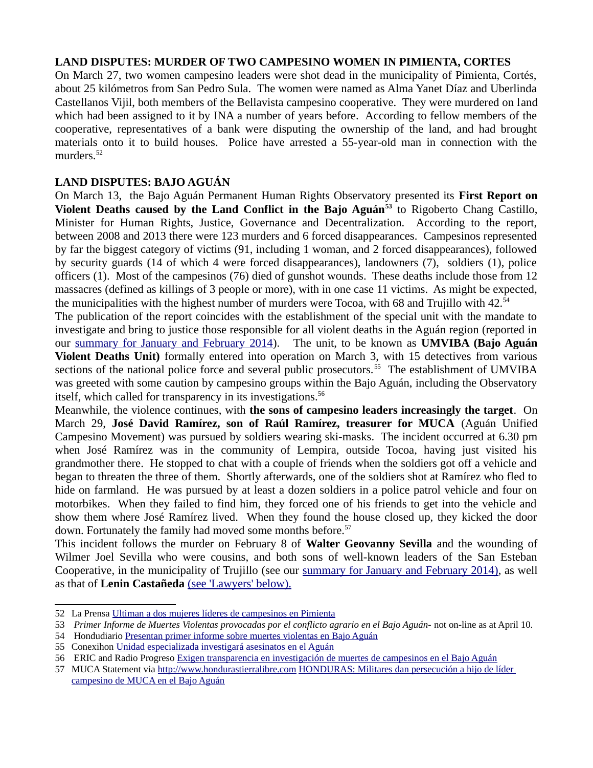## LAND DISPUTES: MURDER OF TWO CAMPESINO WOMEN IN PIMIENTA, CORTES

On March 27, two women campesino leaders were shot dead in the municipality of Pimienta, Cortés, about 25 kilómetros from San Pedro Sula. The women were named as Alma Yanet Díaz and Uberlinda Castellanos Vijil, both members of the Bellavista campesino cooperative. They were murdered on land which had been assigned to it by INA a number of years before. According to fellow members of the cooperative, representatives of a bank were disputing the ownership of the land, and had brought materials onto it to build houses. Police have arrested a 55-year-old man in connection with the murders.[52]

## LAND DISPUTES: BAJO AGUÁN

On March 13, the Bajo Aguán Permanent Human Rights Observatory presented its **First Report on Violent Deaths caused by the Land Conflict in the Bajo Aguán**[53] to Rigoberto Chang Castillo, Minister for Human Rights, Justice, Governance and Decentralization. According to the report, between 2008 and 2013 there were 123 murders and 6 forced disappearances. Campesinos represented by far the biggest category of victims (91, including 1 woman, and 2 forced disappearances), followed by security guards (14 of which 4 were forced disappearances), landowners (7), soldiers (1), police officers (1). Most of the campesinos (76) died of gunshot wounds. These deaths include those from 12 massacres (defined as killings of 3 people or more), with in one case 11 victims. As might be expected, the municipalities with the highest number of murders were Tocoa, with 68 and Trujillo with 42.[54]

The publication of the report coincides with the establishment of the special unit with the mandate to investigate and bring to justice those responsible for all violent deaths in the Aguán region (reported in our summary for January and February 2014). The unit, to be known as **UMVIBA (Bajo Aguán Violent Deaths Unit)** formally entered into operation on March 3, with 15 detectives from various sections of the national police force and several public prosecutors.[55] The establishment of UMVIBA was greeted with some caution by campesino groups within the Bajo Aguán, including the Observatory itself, which called for transparency in its investigations.[56]

Meanwhile, the violence continues, with **the sons of campesino leaders increasingly the target**. On March 29, **José David Ramírez, son of Raúl Ramírez, treasurer for MUCA** (Aguán Unified Campesino Movement) was pursued by soldiers wearing ski-masks. The incident occurred at 6.30 pm when José Ramírez was in the community of Lempira, outside Tocoa, having just visited his grandmother there. He stopped to chat with a couple of friends when the soldiers got off a vehicle and began to threaten the three of them. Shortly afterwards, one of the soldiers shot at Ramírez who fled to hide on farmland. He was pursued by at least a dozen soldiers in a police patrol vehicle and four on motorbikes. When they failed to find him, they forced one of his friends to get into the vehicle and show them where José Ramírez lived. When they found the house closed up, they kicked the door down. Fortunately the family had moved some months before.[57]

This incident follows the murder on February 8 of **Walter Geovanny Sevilla** and the wounding of Wilmer Joel Sevilla who were cousins, and both sons of well-known leaders of the San Esteban Cooperative, in the municipality of Trujillo (see our summary for January and February 2014), as well as that of **Lenin Castañeda** (see 'Lawyers' below).

---

52 La Prensa Ultiman a dos mujeres líderes de campesinos en Pimienta

53 *Primer Informe de Muertes Violentas provocadas por el conflicto agrario en el Bajo Aguán*- not on-line as at April 10.

54 Hondudiario Presentan primer informe sobre muertes violentas en Bajo Aguán

55 Conexihon Unidad especializada investigará asesinatos en el Aguán

56 ERIC and Radio Progreso Exigen transparencia en investigación de muertes de campesinos en el Bajo Aguán

57 MUCA Statement via http://www.hondurastierralibre.com HONDURAS: Militares dan persecución a hijo de líder campesino de MUCA en el Bajo Aguán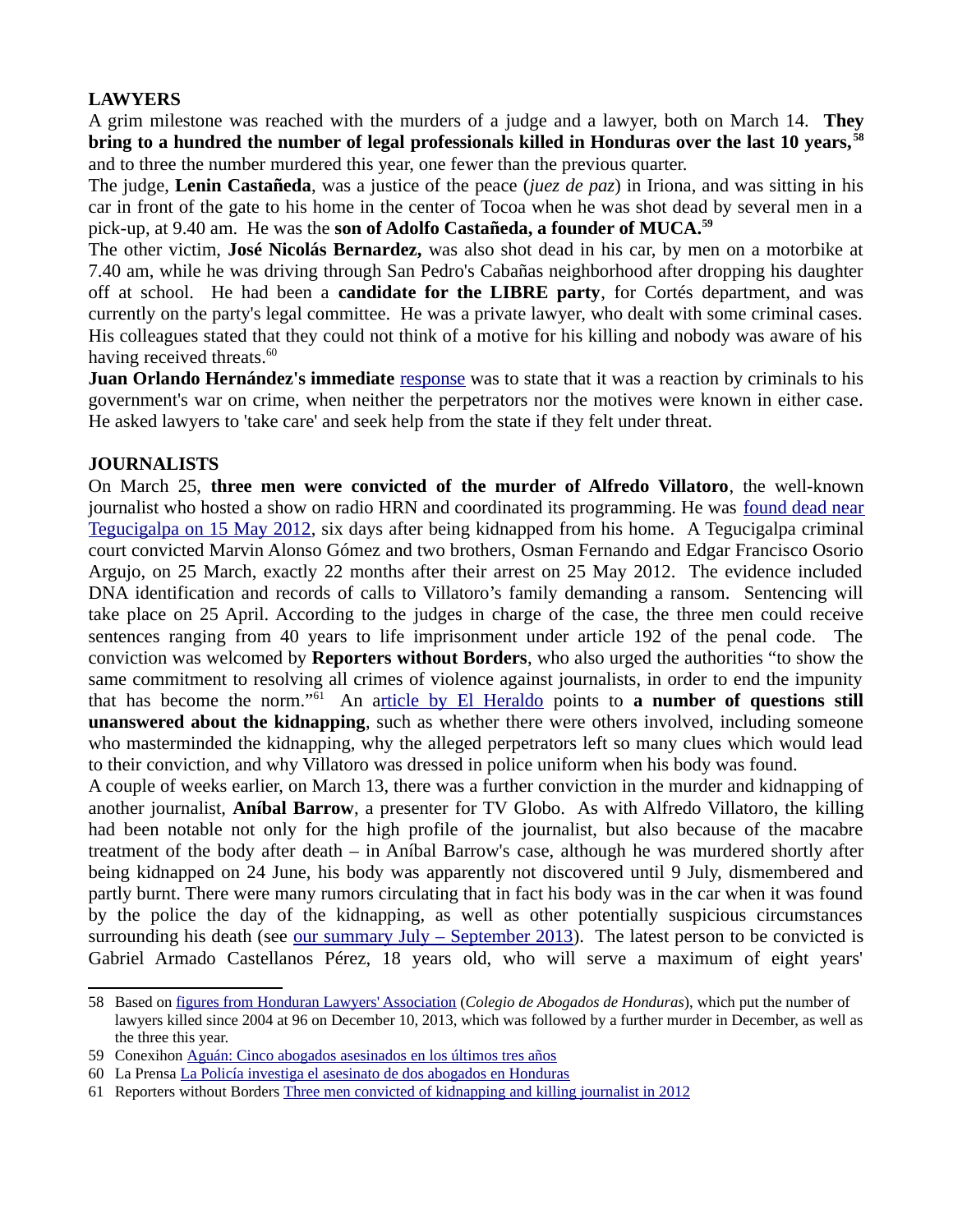## LAWYERS

A grim milestone was reached with the murders of a judge and a lawyer, both on March 14. **They bring to a hundred the number of legal professionals killed in Honduras over the last 10 years,**[58] and to three the number murdered this year, one fewer than the previous quarter.

The judge, **Lenin Castañeda**, was a justice of the peace (*juez de paz*) in Iriona, and was sitting in his car in front of the gate to his home in the center of Tocoa when he was shot dead by several men in a pick-up, at 9.40 am. He was the **son of Adolfo Castañeda, a founder of MUCA.**[59]

The other victim, **José Nicolás Bernardez,** was also shot dead in his car, by men on a motorbike at 7.40 am, while he was driving through San Pedro's Cabañas neighborhood after dropping his daughter off at school. He had been a **candidate for the LIBRE party**, for Cortés department, and was currently on the party's legal committee. He was a private lawyer, who dealt with some criminal cases. His colleagues stated that they could not think of a motive for his killing and nobody was aware of his having received threats.[60]

**Juan Orlando Hernández's immediate** response was to state that it was a reaction by criminals to his government's war on crime, when neither the perpetrators nor the motives were known in either case. He asked lawyers to 'take care' and seek help from the state if they felt under threat.

## JOURNALISTS

On March 25, **three men were convicted of the murder of Alfredo Villatoro**, the well-known journalist who hosted a show on radio HRN and coordinated its programming. He was found dead near Tegucigalpa on 15 May 2012, six days after being kidnapped from his home. A Tegucigalpa criminal court convicted Marvin Alonso Gómez and two brothers, Osman Fernando and Edgar Francisco Osorio Argujo, on 25 March, exactly 22 months after their arrest on 25 May 2012. The evidence included DNA identification and records of calls to Villatoro's family demanding a ransom. Sentencing will take place on 25 April. According to the judges in charge of the case, the three men could receive sentences ranging from 40 years to life imprisonment under article 192 of the penal code. The conviction was welcomed by **Reporters without Borders**, who also urged the authorities "to show the same commitment to resolving all crimes of violence against journalists, in order to end the impunity that has become the norm."[61] An article by El Heraldo points to **a number of questions still unanswered about the kidnapping**, such as whether there were others involved, including someone who masterminded the kidnapping, why the alleged perpetrators left so many clues which would lead to their conviction, and why Villatoro was dressed in police uniform when his body was found.

A couple of weeks earlier, on March 13, there was a further conviction in the murder and kidnapping of another journalist, **Aníbal Barrow**, a presenter for TV Globo. As with Alfredo Villatoro, the killing had been notable not only for the high profile of the journalist, but also because of the macabre treatment of the body after death – in Aníbal Barrow's case, although he was murdered shortly after being kidnapped on 24 June, his body was apparently not discovered until 9 July, dismembered and partly burnt. There were many rumors circulating that in fact his body was in the car when it was found by the police the day of the kidnapping, as well as other potentially suspicious circumstances surrounding his death (see our summary July – September 2013). The latest person to be convicted is Gabriel Armado Castellanos Pérez, 18 years old, who will serve a maximum of eight years'

---

58 Based on figures from Honduran Lawyers' Association (*Colegio de Abogados de Honduras*), which put the number of lawyers killed since 2004 at 96 on December 10, 2013, which was followed by a further murder in December, as well as the three this year.

59 Conexihon Aguán: Cinco abogados asesinados en los últimos tres años

60 La Prensa La Policía investiga el asesinato de dos abogados en Honduras

61 Reporters without Borders Three men convicted of kidnapping and killing journalist in 2012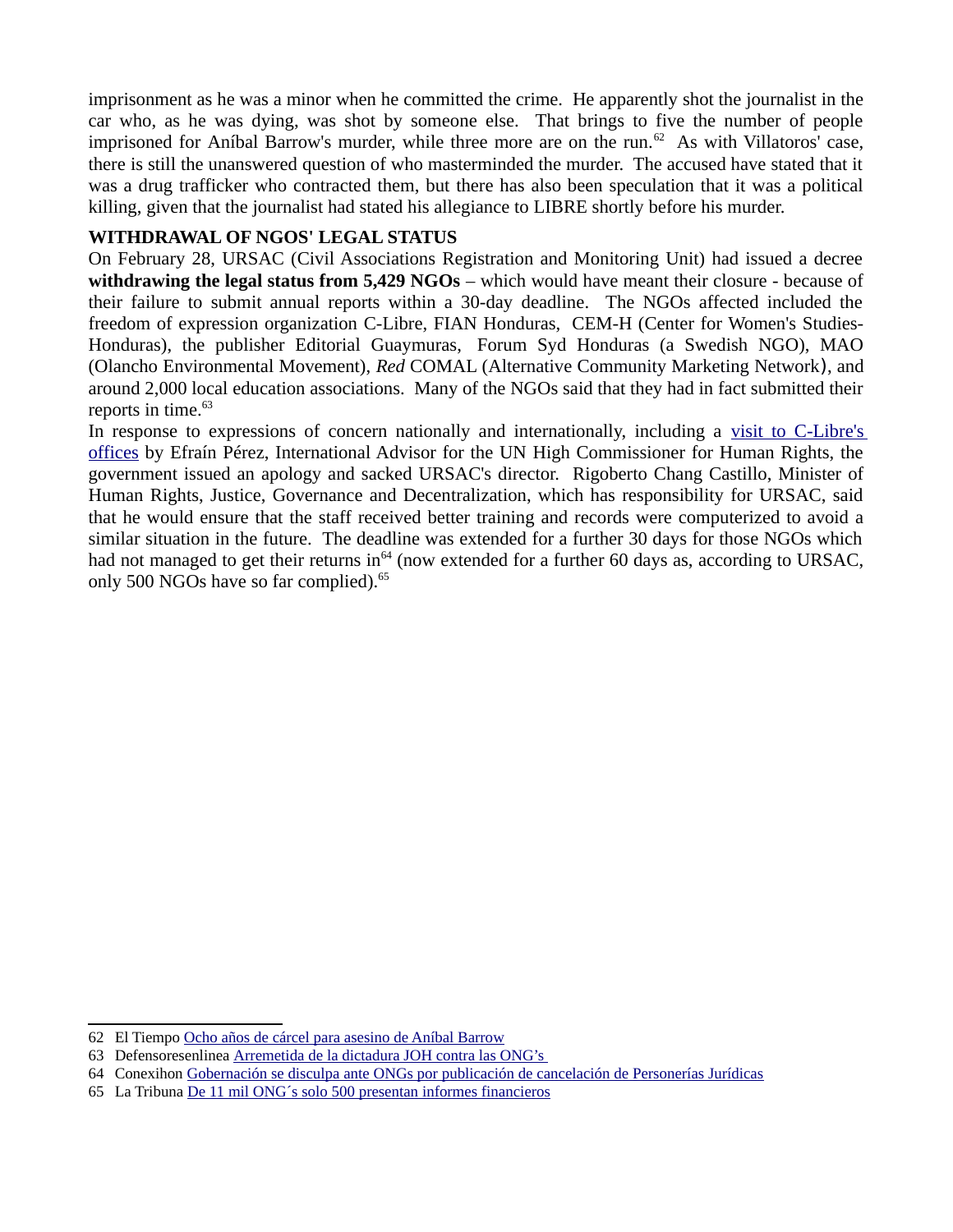imprisonment as he was a minor when he committed the crime. He apparently shot the journalist in the car who, as he was dying, was shot by someone else. That brings to five the number of people imprisoned for Aníbal Barrow's murder, while three more are on the run.[62] As with Villatoros' case, there is still the unanswered question of who masterminded the murder. The accused have stated that it was a drug trafficker who contracted them, but there has also been speculation that it was a political killing, given that the journalist had stated his allegiance to LIBRE shortly before his murder.

**WITHDRAWAL OF NGOS' LEGAL STATUS**

On February 28, URSAC (Civil Associations Registration and Monitoring Unit) had issued a decree **withdrawing the legal status from 5,429 NGOs** – which would have meant their closure - because of their failure to submit annual reports within a 30-day deadline. The NGOs affected included the freedom of expression organization C-Libre, FIAN Honduras, CEM-H (Center for Women's Studies-Honduras), the publisher Editorial Guaymuras, Forum Syd Honduras (a Swedish NGO), MAO (Olancho Environmental Movement), *Red* COMAL (Alternative Community Marketing Network), and around 2,000 local education associations. Many of the NGOs said that they had in fact submitted their reports in time.[63]

In response to expressions of concern nationally and internationally, including a visit to C-Libre's offices by Efraín Pérez, International Advisor for the UN High Commissioner for Human Rights, the government issued an apology and sacked URSAC's director. Rigoberto Chang Castillo, Minister of Human Rights, Justice, Governance and Decentralization, which has responsibility for URSAC, said that he would ensure that the staff received better training and records were computerized to avoid a similar situation in the future. The deadline was extended for a further 30 days for those NGOs which had not managed to get their returns in[64] (now extended for a further 60 days as, according to URSAC, only 500 NGOs have so far complied).[65]

---

62 El Tiempo Ocho años de cárcel para asesino de Aníbal Barrow

63 Defensoresenlinea Arremetida de la dictadura JOH contra las ONG's

64 Conexihon Gobernación se disculpa ante ONGs por publicación de cancelación de Personerías Jurídicas

65 La Tribuna De 11 mil ONG´s solo 500 presentan informes financieros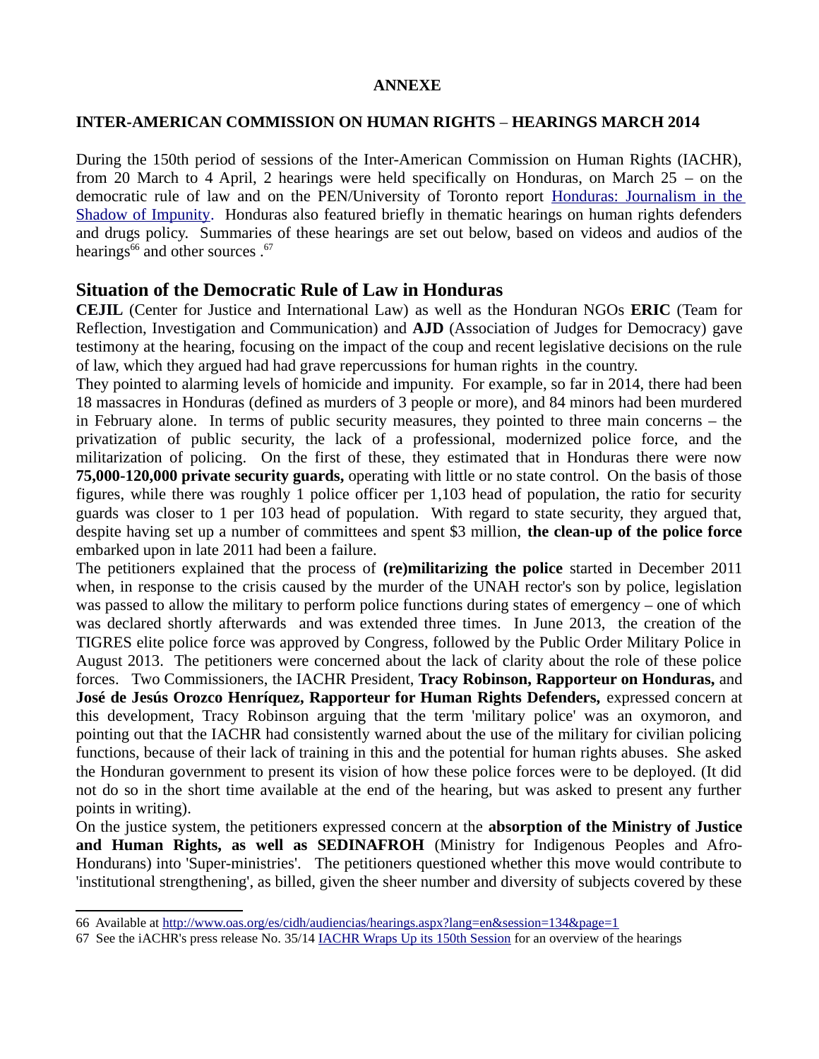**ANNEXE**

**INTER-AMERICAN COMMISSION ON HUMAN RIGHTS – HEARINGS MARCH 2014**

During the 150th period of sessions of the Inter-American Commission on Human Rights (IACHR), from 20 March to 4 April, 2 hearings were held specifically on Honduras, on March 25 – on the democratic rule of law and on the PEN/University of Toronto report Honduras: Journalism in the Shadow of Impunity. Honduras also featured briefly in thematic hearings on human rights defenders and drugs policy. Summaries of these hearings are set out below, based on videos and audios of the hearings[66] and other sources .[67]

## Situation of the Democratic Rule of Law in Honduras

**CEJIL** (Center for Justice and International Law) as well as the Honduran NGOs **ERIC** (Team for Reflection, Investigation and Communication) and **AJD** (Association of Judges for Democracy) gave testimony at the hearing, focusing on the impact of the coup and recent legislative decisions on the rule of law, which they argued had had grave repercussions for human rights in the country.

They pointed to alarming levels of homicide and impunity. For example, so far in 2014, there had been 18 massacres in Honduras (defined as murders of 3 people or more), and 84 minors had been murdered in February alone. In terms of public security measures, they pointed to three main concerns – the privatization of public security, the lack of a professional, modernized police force, and the militarization of policing. On the first of these, they estimated that in Honduras there were now **75,000-120,000 private security guards,** operating with little or no state control. On the basis of those figures, while there was roughly 1 police officer per 1,103 head of population, the ratio for security guards was closer to 1 per 103 head of population. With regard to state security, they argued that, despite having set up a number of committees and spent $3 million, **the clean-up of the police force** embarked upon in late 2011 had been a failure.

The petitioners explained that the process of **(re)militarizing the police** started in December 2011 when, in response to the crisis caused by the murder of the UNAH rector's son by police, legislation was passed to allow the military to perform police functions during states of emergency – one of which was declared shortly afterwards and was extended three times. In June 2013, the creation of the TIGRES elite police force was approved by Congress, followed by the Public Order Military Police in August 2013. The petitioners were concerned about the lack of clarity about the role of these police forces. Two Commissioners, the IACHR President, **Tracy Robinson, Rapporteur on Honduras,** and **José de Jesús Orozco Henríquez, Rapporteur for Human Rights Defenders,** expressed concern at this development, Tracy Robinson arguing that the term 'military police' was an oxymoron, and pointing out that the IACHR had consistently warned about the use of the military for civilian policing functions, because of their lack of training in this and the potential for human rights abuses. She asked the Honduran government to present its vision of how these police forces were to be deployed. (It did not do so in the short time available at the end of the hearing, but was asked to present any further points in writing).

On the justice system, the petitioners expressed concern at the **absorption of the Ministry of Justice and Human Rights, as well as SEDINAFROH** (Ministry for Indigenous Peoples and Afro-Hondurans) into 'Super-ministries'. The petitioners questioned whether this move would contribute to 'institutional strengthening', as billed, given the sheer number and diversity of subjects covered by these

---

66 Available at http://www.oas.org/es/cidh/audiencias/hearings.aspx?lang=en&session=134&page=1

67 See the iACHR's press release No. 35/14 IACHR Wraps Up its 150th Session for an overview of the hearings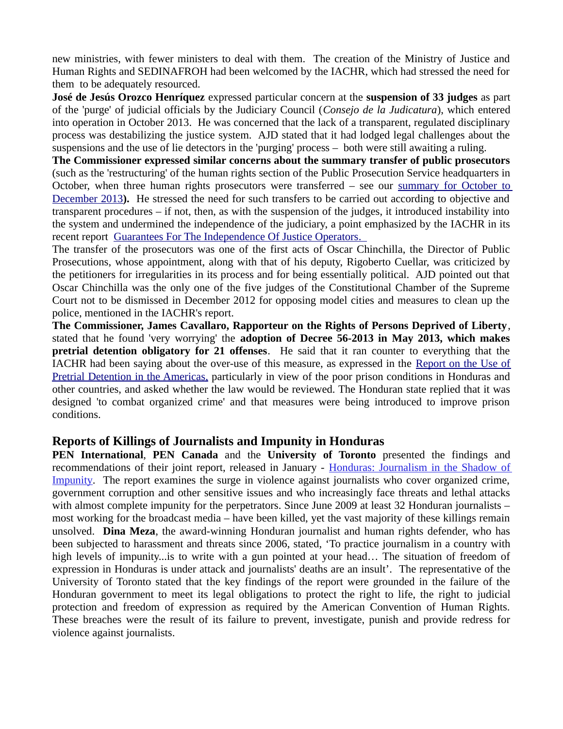new ministries, with fewer ministers to deal with them. The creation of the Ministry of Justice and Human Rights and SEDINAFROH had been welcomed by the IACHR, which had stressed the need for them to be adequately resourced.

**José de Jesús Orozco Henríquez** expressed particular concern at the **suspension of 33 judges** as part of the 'purge' of judicial officials by the Judiciary Council (*Consejo de la Judicatura*), which entered into operation in October 2013. He was concerned that the lack of a transparent, regulated disciplinary process was destabilizing the justice system. AJD stated that it had lodged legal challenges about the suspensions and the use of lie detectors in the 'purging' process – both were still awaiting a ruling.

**The Commissioner expressed similar concerns about the summary transfer of public prosecutors** (such as the 'restructuring' of the human rights section of the Public Prosecution Service headquarters in October, when three human rights prosecutors were transferred – see our [summary for October to December 2013](#)**).** He stressed the need for such transfers to be carried out according to objective and transparent procedures – if not, then, as with the suspension of the judges, it introduced instability into the system and undermined the independence of the judiciary, a point emphasized by the IACHR in its recent report [Guarantees For The Independence Of Justice Operators.](#)

The transfer of the prosecutors was one of the first acts of Oscar Chinchilla, the Director of Public Prosecutions, whose appointment, along with that of his deputy, Rigoberto Cuellar, was criticized by the petitioners for irregularities in its process and for being essentially political. AJD pointed out that Oscar Chinchilla was the only one of the five judges of the Constitutional Chamber of the Supreme Court not to be dismissed in December 2012 for opposing model cities and measures to clean up the police, mentioned in the IACHR's report.

**The Commissioner, James Cavallaro, Rapporteur on the Rights of Persons Deprived of Liberty**, stated that he found 'very worrying' the **adoption of Decree 56-2013 in May 2013, which makes pretrial detention obligatory for 21 offenses**. He said that it ran counter to everything that the IACHR had been saying about the over-use of this measure, as expressed in the [Report on the Use of Pretrial Detention in the Americas,](#) particularly in view of the poor prison conditions in Honduras and other countries, and asked whether the law would be reviewed. The Honduran state replied that it was designed 'to combat organized crime' and that measures were being introduced to improve prison conditions.

## Reports of Killings of Journalists and Impunity in Honduras

**PEN International**, **PEN Canada** and the **University of Toronto** presented the findings and recommendations of their joint report, released in January - [Honduras: Journalism in the Shadow of Impunity](#). The report examines the surge in violence against journalists who cover organized crime, government corruption and other sensitive issues and who increasingly face threats and lethal attacks with almost complete impunity for the perpetrators. Since June 2009 at least 32 Honduran journalists – most working for the broadcast media – have been killed, yet the vast majority of these killings remain unsolved. **Dina Meza**, the award-winning Honduran journalist and human rights defender, who has been subjected to harassment and threats since 2006, stated, 'To practice journalism in a country with high levels of impunity...is to write with a gun pointed at your head… The situation of freedom of expression in Honduras is under attack and journalists' deaths are an insult'. The representative of the University of Toronto stated that the key findings of the report were grounded in the failure of the Honduran government to meet its legal obligations to protect the right to life, the right to judicial protection and freedom of expression as required by the American Convention of Human Rights. These breaches were the result of its failure to prevent, investigate, punish and provide redress for violence against journalists.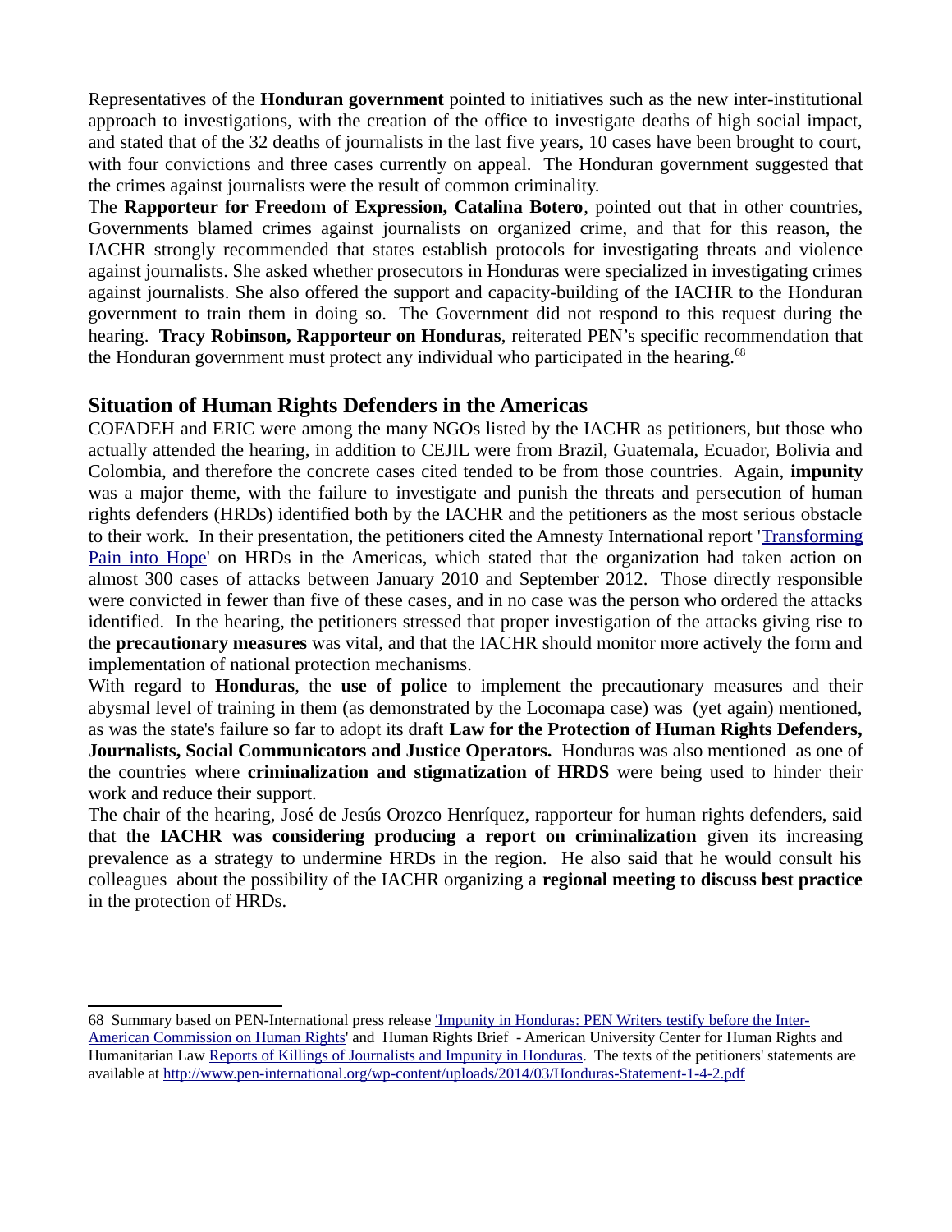Representatives of the **Honduran government** pointed to initiatives such as the new inter-institutional approach to investigations, with the creation of the office to investigate deaths of high social impact, and stated that of the 32 deaths of journalists in the last five years, 10 cases have been brought to court, with four convictions and three cases currently on appeal. The Honduran government suggested that the crimes against journalists were the result of common criminality.

The **Rapporteur for Freedom of Expression, Catalina Botero**, pointed out that in other countries, Governments blamed crimes against journalists on organized crime, and that for this reason, the IACHR strongly recommended that states establish protocols for investigating threats and violence against journalists. She asked whether prosecutors in Honduras were specialized in investigating crimes against journalists. She also offered the support and capacity-building of the IACHR to the Honduran government to train them in doing so. The Government did not respond to this request during the hearing. **Tracy Robinson, Rapporteur on Honduras**, reiterated PEN's specific recommendation that the Honduran government must protect any individual who participated in the hearing.[68]

## Situation of Human Rights Defenders in the Americas

COFADEH and ERIC were among the many NGOs listed by the IACHR as petitioners, but those who actually attended the hearing, in addition to CEJIL were from Brazil, Guatemala, Ecuador, Bolivia and Colombia, and therefore the concrete cases cited tended to be from those countries. Again, **impunity** was a major theme, with the failure to investigate and punish the threats and persecution of human rights defenders (HRDs) identified both by the IACHR and the petitioners as the most serious obstacle to their work. In their presentation, the petitioners cited the Amnesty International report 'Transforming Pain into Hope' on HRDs in the Americas, which stated that the organization had taken action on almost 300 cases of attacks between January 2010 and September 2012. Those directly responsible were convicted in fewer than five of these cases, and in no case was the person who ordered the attacks identified. In the hearing, the petitioners stressed that proper investigation of the attacks giving rise to the **precautionary measures** was vital, and that the IACHR should monitor more actively the form and implementation of national protection mechanisms.

With regard to **Honduras**, the **use of police** to implement the precautionary measures and their abysmal level of training in them (as demonstrated by the Locomapa case) was (yet again) mentioned, as was the state's failure so far to adopt its draft **Law for the Protection of Human Rights Defenders, Journalists, Social Communicators and Justice Operators.** Honduras was also mentioned as one of the countries where **criminalization and stigmatization of HRDS** were being used to hinder their work and reduce their support.

The chair of the hearing, José de Jesús Orozco Henríquez, rapporteur for human rights defenders, said that t**he IACHR was considering producing a report on criminalization** given its increasing prevalence as a strategy to undermine HRDs in the region. He also said that he would consult his colleagues about the possibility of the IACHR organizing a **regional meeting to discuss best practice** in the protection of HRDs.

---

68 Summary based on PEN-International press release 'Impunity in Honduras: PEN Writers testify before the Inter-American Commission on Human Rights' and Human Rights Brief - American University Center for Human Rights and Humanitarian Law Reports of Killings of Journalists and Impunity in Honduras. The texts of the petitioners' statements are available at http://www.pen-international.org/wp-content/uploads/2014/03/Honduras-Statement-1-4-2.pdf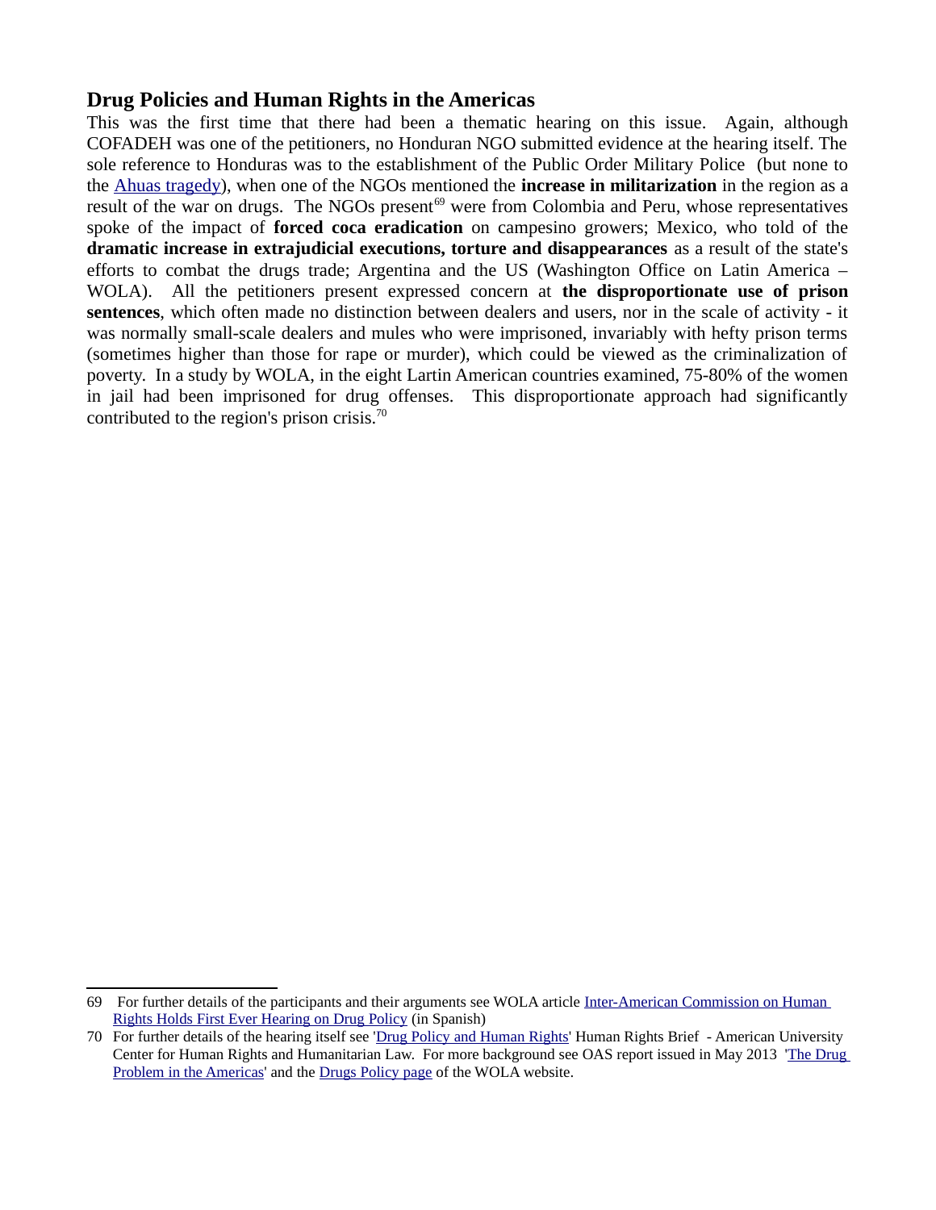## Drug Policies and Human Rights in the Americas

This was the first time that there had been a thematic hearing on this issue. Again, although COFADEH was one of the petitioners, no Honduran NGO submitted evidence at the hearing itself. The sole reference to Honduras was to the establishment of the Public Order Military Police (but none to the Ahuas tragedy), when one of the NGOs mentioned the **increase in militarization** in the region as a result of the war on drugs. The NGOs present[69] were from Colombia and Peru, whose representatives spoke of the impact of **forced coca eradication** on campesino growers; Mexico, who told of the **dramatic increase in extrajudicial executions, torture and disappearances** as a result of the state's efforts to combat the drugs trade; Argentina and the US (Washington Office on Latin America – WOLA). All the petitioners present expressed concern at **the disproportionate use of prison sentences**, which often made no distinction between dealers and users, nor in the scale of activity - it was normally small-scale dealers and mules who were imprisoned, invariably with hefty prison terms (sometimes higher than those for rape or murder), which could be viewed as the criminalization of poverty. In a study by WOLA, in the eight Lartin American countries examined, 75-80% of the women in jail had been imprisoned for drug offenses. This disproportionate approach had significantly contributed to the region's prison crisis.[70]

---

69 For further details of the participants and their arguments see WOLA article Inter-American Commission on Human Rights Holds First Ever Hearing on Drug Policy (in Spanish)

70 For further details of the hearing itself see 'Drug Policy and Human Rights' Human Rights Brief - American University Center for Human Rights and Humanitarian Law. For more background see OAS report issued in May 2013 'The Drug Problem in the Americas' and the Drugs Policy page of the WOLA website.